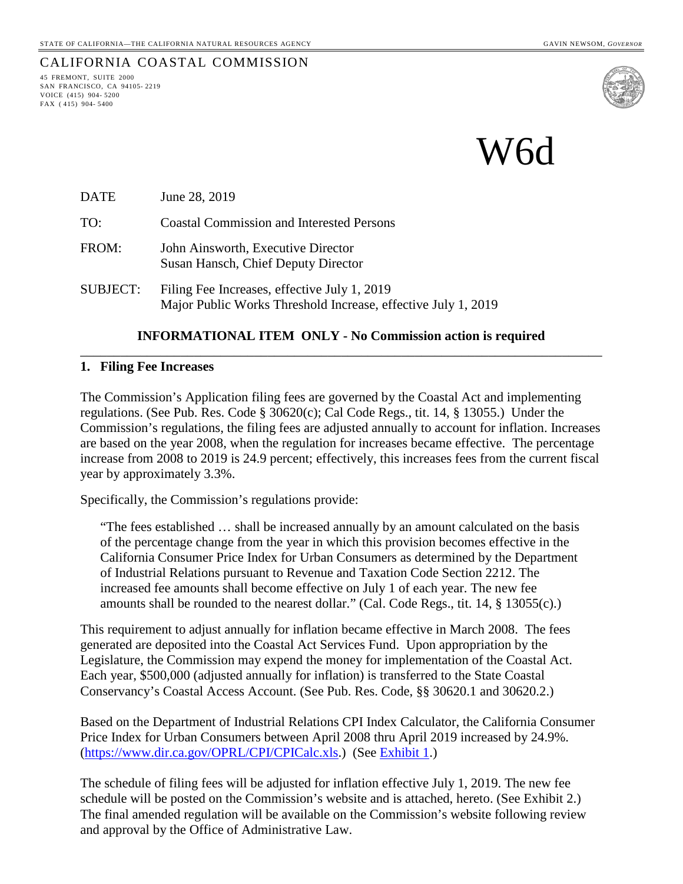STATE OF CALIFORNIA—THE CALIFORNIA NATURAL RESOURCES AGENCY GAVIN NEWSOM, *GOVERNOR*

CALIFORNIA COASTAL COMMISSION

45 FREMONT, SUITE 2000
SAN FRANCISCO, CA 94105-2219
VOICE (415) 904-5200
FAX (415) 904-5400

# W6d

| | |
|---|---|
| DATE | June 28, 2019 |
| TO: | Coastal Commission and Interested Persons |
| FROM: | John Ainsworth, Executive Director<br>Susan Hansch, Chief Deputy Director |
| SUBJECT: | Filing Fee Increases, effective July 1, 2019<br>Major Public Works Threshold Increase, effective July 1, 2019 |

**INFORMATIONAL ITEM ONLY - No Commission action is required**

---

## 1. Filing Fee Increases

The Commission's Application filing fees are governed by the Coastal Act and implementing regulations. (See Pub. Res. Code § 30620(c); Cal Code Regs., tit. 14, § 13055.) Under the Commission's regulations, the filing fees are adjusted annually to account for inflation. Increases are based on the year 2008, when the regulation for increases became effective. The percentage increase from 2008 to 2019 is 24.9 percent; effectively, this increases fees from the current fiscal year by approximately 3.3%.

Specifically, the Commission's regulations provide:

> "The fees established … shall be increased annually by an amount calculated on the basis of the percentage change from the year in which this provision becomes effective in the California Consumer Price Index for Urban Consumers as determined by the Department of Industrial Relations pursuant to Revenue and Taxation Code Section 2212. The increased fee amounts shall become effective on July 1 of each year. The new fee amounts shall be rounded to the nearest dollar." (Cal. Code Regs., tit. 14, § 13055(c).)

This requirement to adjust annually for inflation became effective in March 2008. The fees generated are deposited into the Coastal Act Services Fund. Upon appropriation by the Legislature, the Commission may expend the money for implementation of the Coastal Act. Each year, $500,000 (adjusted annually for inflation) is transferred to the State Coastal Conservancy's Coastal Access Account. (See Pub. Res. Code, §§ 30620.1 and 30620.2.)

Based on the Department of Industrial Relations CPI Index Calculator, the California Consumer Price Index for Urban Consumers between April 2008 thru April 2019 increased by 24.9%. (https://www.dir.ca.gov/OPRL/CPI/CPICalc.xls.) (See Exhibit 1.)

The schedule of filing fees will be adjusted for inflation effective July 1, 2019. The new fee schedule will be posted on the Commission's website and is attached, hereto. (See Exhibit 2.) The final amended regulation will be available on the Commission's website following review and approval by the Office of Administrative Law.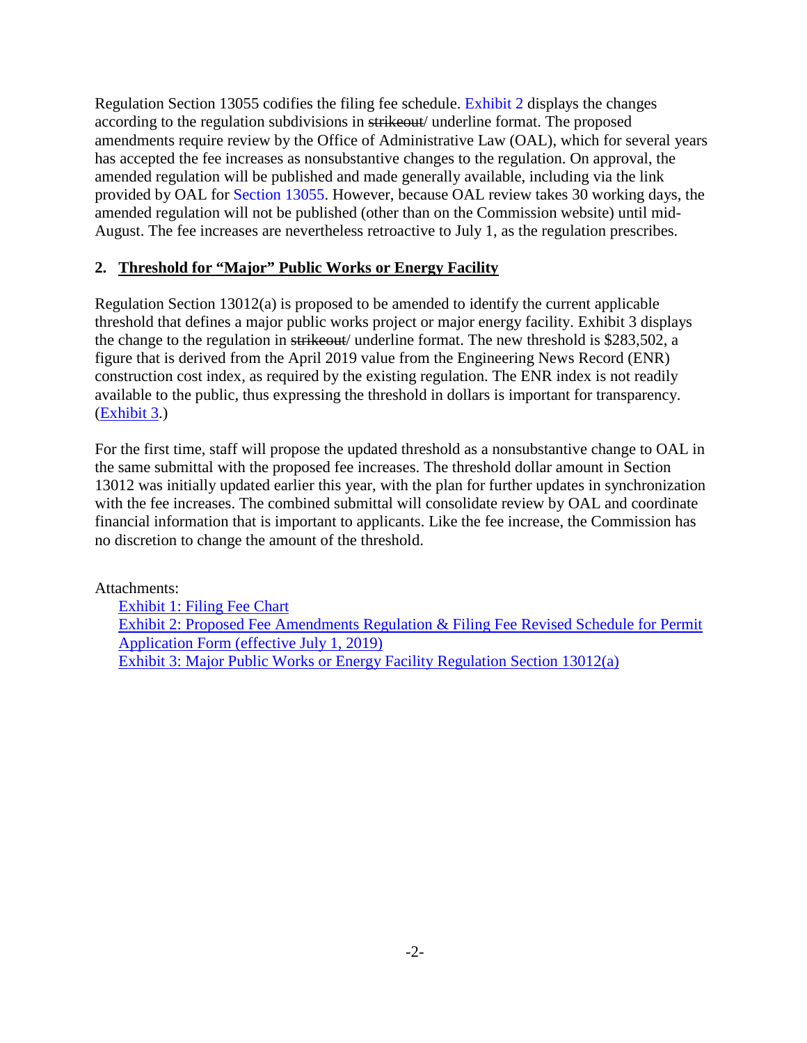Regulation Section 13055 codifies the filing fee schedule. Exhibit 2 displays the changes according to the regulation subdivisions in ~~strikeout~~/ underline format. The proposed amendments require review by the Office of Administrative Law (OAL), which for several years has accepted the fee increases as nonsubstantive changes to the regulation. On approval, the amended regulation will be published and made generally available, including via the link provided by OAL for Section 13055. However, because OAL review takes 30 working days, the amended regulation will not be published (other than on the Commission website) until mid-August. The fee increases are nevertheless retroactive to July 1, as the regulation prescribes.

## 2. Threshold for "Major" Public Works or Energy Facility

Regulation Section 13012(a) is proposed to be amended to identify the current applicable threshold that defines a major public works project or major energy facility. Exhibit 3 displays the change to the regulation in ~~strikeout~~/ underline format. The new threshold is $283,502, a figure that is derived from the April 2019 value from the Engineering News Record (ENR) construction cost index, as required by the existing regulation. The ENR index is not readily available to the public, thus expressing the threshold in dollars is important for transparency. (Exhibit 3.)

For the first time, staff will propose the updated threshold as a nonsubstantive change to OAL in the same submittal with the proposed fee increases. The threshold dollar amount in Section 13012 was initially updated earlier this year, with the plan for further updates in synchronization with the fee increases. The combined submittal will consolidate review by OAL and coordinate financial information that is important to applicants. Like the fee increase, the Commission has no discretion to change the amount of the threshold.

Attachments:

- Exhibit 1: Filing Fee Chart
- Exhibit 2: Proposed Fee Amendments Regulation & Filing Fee Revised Schedule for Permit Application Form (effective July 1, 2019)
- Exhibit 3: Major Public Works or Energy Facility Regulation Section 13012(a)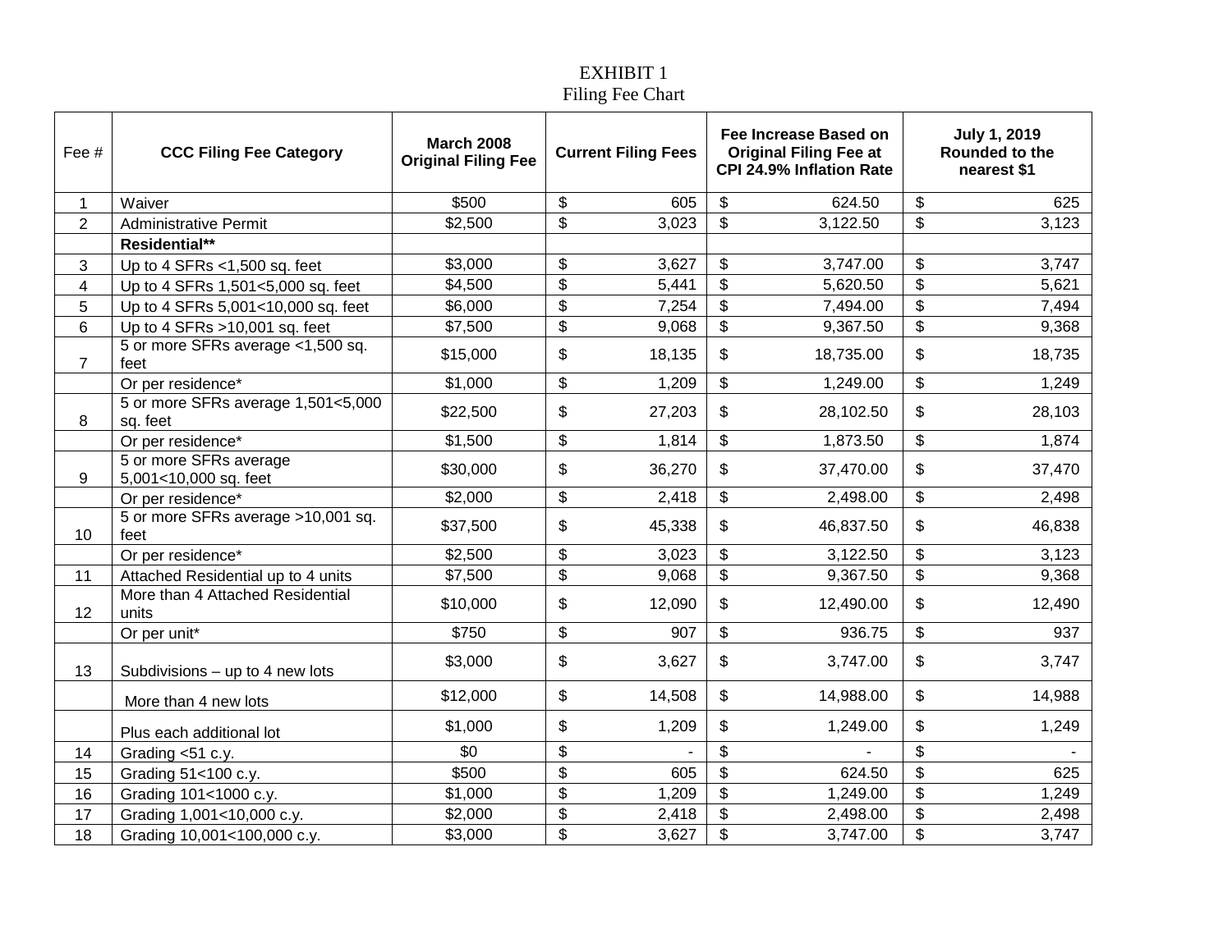EXHIBIT 1
Filing Fee Chart

| Fee # | CCC Filing Fee Category | March 2008 Original Filing Fee | Current Filing Fees | Fee Increase Based on Original Filing Fee at CPI 24.9% Inflation Rate | July 1, 2019 Rounded to the nearest $1 |
|---|---|---|---|---|---|
| 1 | Waiver | $500 | $ 605 | $ 624.50 | $ 625 |
| 2 | Administrative Permit | $2,500 | $ 3,023 | $ 3,122.50 | $ 3,123 |
| | **Residential\*\*** | | | | |
| 3 | Up to 4 SFRs <1,500 sq. feet | $3,000 | $ 3,627 | $ 3,747.00 | $ 3,747 |
| 4 | Up to 4 SFRs 1,501<5,000 sq. feet | $4,500 | $ 5,441 | $ 5,620.50 | $ 5,621 |
| 5 | Up to 4 SFRs 5,001<10,000 sq. feet | $6,000 | $ 7,254 | $ 7,494.00 | $ 7,494 |
| 6 | Up to 4 SFRs >10,001 sq. feet | $7,500 | $ 9,068 | $ 9,367.50 | $ 9,368 |
| 7 | 5 or more SFRs average <1,500 sq. feet | $15,000 | $ 18,135 | $ 18,735.00 | $ 18,735 |
| | Or per residence* | $1,000 | $ 1,209 | $ 1,249.00 | $ 1,249 |
| 8 | 5 or more SFRs average 1,501<5,000 sq. feet | $22,500 | $ 27,203 | $ 28,102.50 | $ 28,103 |
| | Or per residence* | $1,500 | $ 1,814 | $ 1,873.50 | $ 1,874 |
| 9 | 5 or more SFRs average 5,001<10,000 sq. feet | $30,000 | $ 36,270 | $ 37,470.00 | $ 37,470 |
| | Or per residence* | $2,000 | $ 2,418 | $ 2,498.00 | $ 2,498 |
| 10 | 5 or more SFRs average >10,001 sq. feet | $37,500 | $ 45,338 | $ 46,837.50 | $ 46,838 |
| | Or per residence* | $2,500 | $ 3,023 | $ 3,122.50 | $ 3,123 |
| 11 | Attached Residential up to 4 units | $7,500 | $ 9,068 | $ 9,367.50 | $ 9,368 |
| 12 | More than 4 Attached Residential units | $10,000 | $ 12,090 | $ 12,490.00 | $ 12,490 |
| | Or per unit* | $750 | $ 907 | $ 936.75 | $ 937 |
| 13 | Subdivisions – up to 4 new lots | $3,000 | $ 3,627 | $ 3,747.00 | $ 3,747 |
| | More than 4 new lots | $12,000 | $ 14,508 | $ 14,988.00 | $ 14,988 |
| | Plus each additional lot | $1,000 | $ 1,209 | $ 1,249.00 | $ 1,249 |
| 14 | Grading <51 c.y. | $0 | $ - | $ - | $ - |
| 15 | Grading 51<100 c.y. | $500 | $ 605 | $ 624.50 | $ 625 |
| 16 | Grading 101<1000 c.y. | $1,000 | $ 1,209 | $ 1,249.00 | $ 1,249 |
| 17 | Grading 1,001<10,000 c.y. | $2,000 | $ 2,418 | $ 2,498.00 | $ 2,498 |
| 18 | Grading 10,001<100,000 c.y. | $3,000 | $ 3,627 | $ 3,747.00 | $ 3,747 |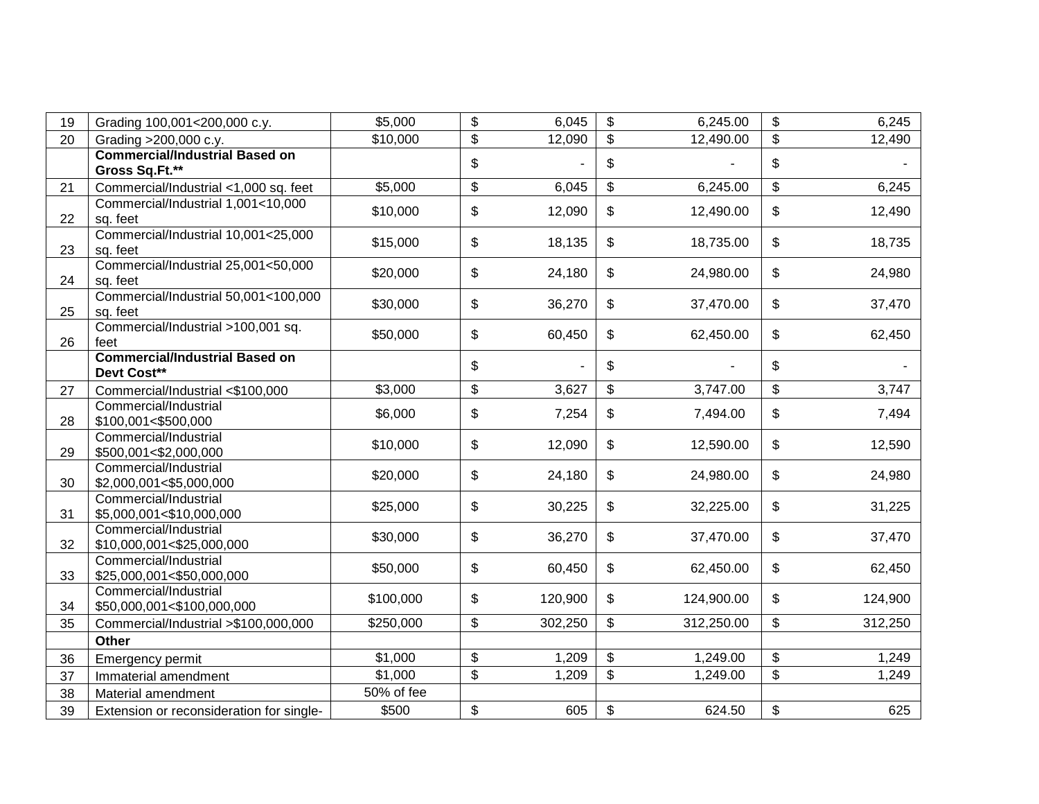| | | | | | |
|---|---|---|---|---|---|
| 19 | Grading 100,001<200,000 c.y. | $5,000 | $ 6,045 | $ 6,245.00 | $ 6,245 |
| 20 | Grading >200,000 c.y. | $10,000 | $ 12,090 | $ 12,490.00 | $ 12,490 |
| | **Commercial/Industrial Based on Gross Sq.Ft.** ** | | $ - | $ - | $ - |
| 21 | Commercial/Industrial <1,000 sq. feet | $5,000 | $ 6,045 | $ 6,245.00 | $ 6,245 |
| 22 | Commercial/Industrial 1,001<10,000 sq. feet | $10,000 | $ 12,090 | $ 12,490.00 | $ 12,490 |
| 23 | Commercial/Industrial 10,001<25,000 sq. feet | $15,000 | $ 18,135 | $ 18,735.00 | $ 18,735 |
| 24 | Commercial/Industrial 25,001<50,000 sq. feet | $20,000 | $ 24,180 | $ 24,980.00 | $ 24,980 |
| 25 | Commercial/Industrial 50,001<100,000 sq. feet | $30,000 | $ 36,270 | $ 37,470.00 | $ 37,470 |
| 26 | Commercial/Industrial >100,001 sq. feet | $50,000 | $ 60,450 | $ 62,450.00 | $ 62,450 |
| | **Commercial/Industrial Based on Devt Cost** ** | | $ - | $ - | $ - |
| 27 | Commercial/Industrial <$100,000 | $3,000 | $ 3,627 | $ 3,747.00 | $ 3,747 |
| 28 | Commercial/Industrial $100,001<$500,000 | $6,000 | $ 7,254 | $ 7,494.00 | $ 7,494 |
| 29 | Commercial/Industrial $500,001<$2,000,000 | $10,000 | $ 12,090 | $ 12,590.00 | $ 12,590 |
| 30 | Commercial/Industrial $2,000,001<$5,000,000 | $20,000 | $ 24,180 | $ 24,980.00 | $ 24,980 |
| 31 | Commercial/Industrial $5,000,001<$10,000,000 | $25,000 | $ 30,225 | $ 32,225.00 | $ 31,225 |
| 32 | Commercial/Industrial $10,000,001<$25,000,000 | $30,000 | $ 36,270 | $ 37,470.00 | $ 37,470 |
| 33 | Commercial/Industrial $25,000,001<$50,000,000 | $50,000 | $ 60,450 | $ 62,450.00 | $ 62,450 |
| 34 | Commercial/Industrial $50,000,001<$100,000,000 | $100,000 | $ 120,900 | $ 124,900.00 | $ 124,900 |
| 35 | Commercial/Industrial >$100,000,000 | $250,000 | $ 302,250 | $ 312,250.00 | $ 312,250 |
| | **Other** | | | | |
| 36 | Emergency permit | $1,000 | $ 1,209 | $ 1,249.00 | $ 1,249 |
| 37 | Immaterial amendment | $1,000 | $ 1,209 | $ 1,249.00 | $ 1,249 |
| 38 | Material amendment | 50% of fee | | | |
| 39 | Extension or reconsideration for single- | $500 | $ 605 | $ 624.50 | $ 625 |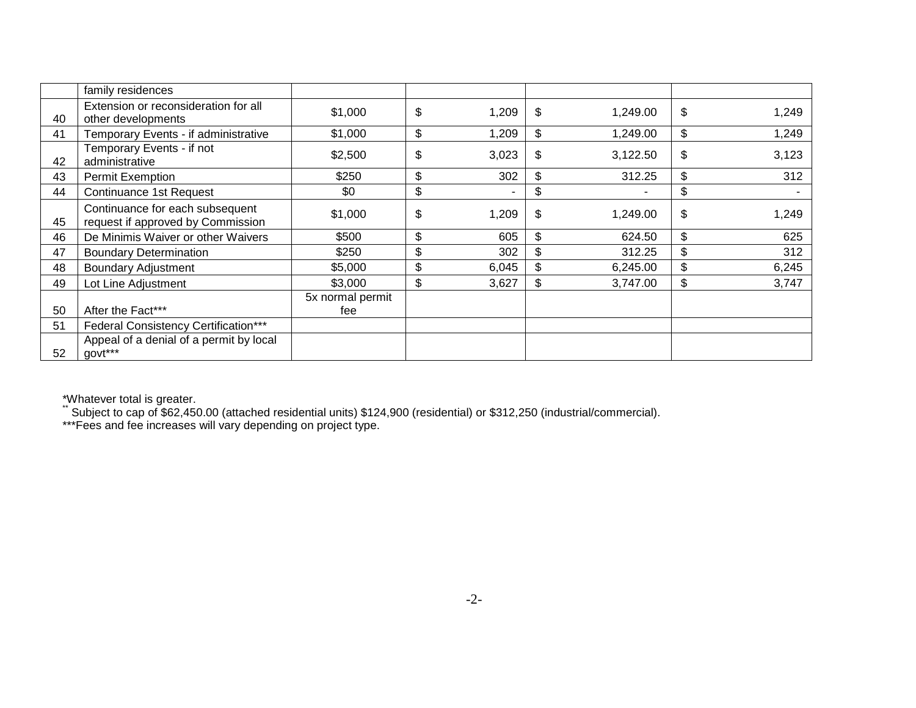| | | | | | |
|---|---|---|---|---|---|
| | family residences | | | | |
| 40 | Extension or reconsideration for all other developments | $1,000 | $ 1,209 | $ 1,249.00 | $ 1,249 |
| 41 | Temporary Events - if administrative | $1,000 | $ 1,209 | $ 1,249.00 | $ 1,249 |
| 42 | Temporary Events - if not administrative | $2,500 | $ 3,023 | $ 3,122.50 | $ 3,123 |
| 43 | Permit Exemption | $250 | $ 302 | $ 312.25 | $ 312 |
| 44 | Continuance 1st Request | $0 | $ - | $ - | $ - |
| 45 | Continuance for each subsequent request if approved by Commission | $1,000 | $ 1,209 | $ 1,249.00 | $ 1,249 |
| 46 | De Minimis Waiver or other Waivers | $500 | $ 605 | $ 624.50 | $ 625 |
| 47 | Boundary Determination | $250 | $ 302 | $ 312.25 | $ 312 |
| 48 | Boundary Adjustment | $5,000 | $ 6,045 | $ 6,245.00 | $ 6,245 |
| 49 | Lot Line Adjustment | $3,000 | $ 3,627 | $ 3,747.00 | $ 3,747 |
| 50 | After the Fact*** | 5x normal permit fee | | | |
| 51 | Federal Consistency Certification*** | | | | |
| 52 | Appeal of a denial of a permit by local govt*** | | | | |

*Whatever total is greater.

** Subject to cap of $62,450.00 (attached residential units) $124,900 (residential) or $312,250 (industrial/commercial).

***Fees and fee increases will vary depending on project type.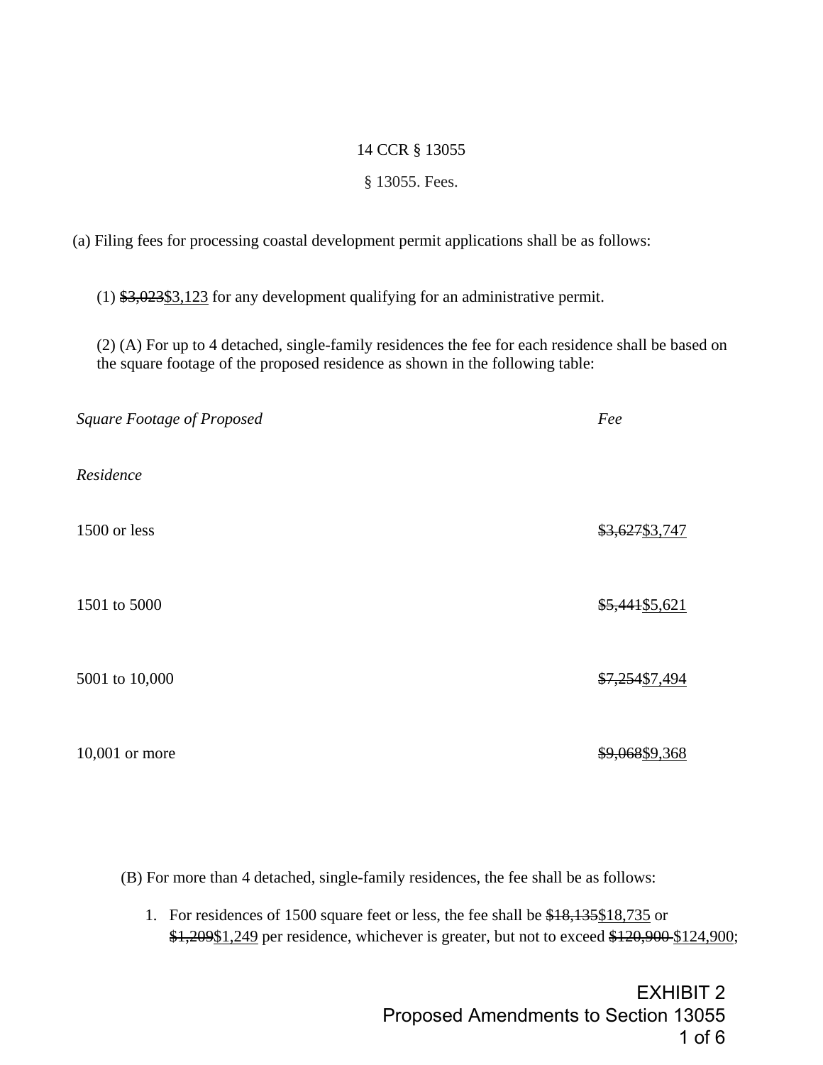14 CCR § 13055

§ 13055. Fees.

(a) Filing fees for processing coastal development permit applications shall be as follows:

(1) ~~$3,023~~<u>$3,123</u> for any development qualifying for an administrative permit.

(2) (A) For up to 4 detached, single-family residences the fee for each residence shall be based on the square footage of the proposed residence as shown in the following table:

| *Square Footage of Proposed Residence* | *Fee* |
|---|---|
| 1500 or less | ~~$3,627~~<u>$3,747</u> |
| 1501 to 5000 | ~~$5,441~~<u>$5,621</u> |
| 5001 to 10,000 | ~~$7,254~~<u>$7,494</u> |
| 10,001 or more | ~~$9,068~~<u>$9,368</u> |

(B) For more than 4 detached, single-family residences, the fee shall be as follows:

1. For residences of 1500 square feet or less, the fee shall be ~~$18,135~~<u>$18,735</u> or ~~$1,209~~<u>$1,249</u> per residence, whichever is greater, but not to exceed ~~$120,900~~ <u>$124,900</u>;

EXHIBIT 2
Proposed Amendments to Section 13055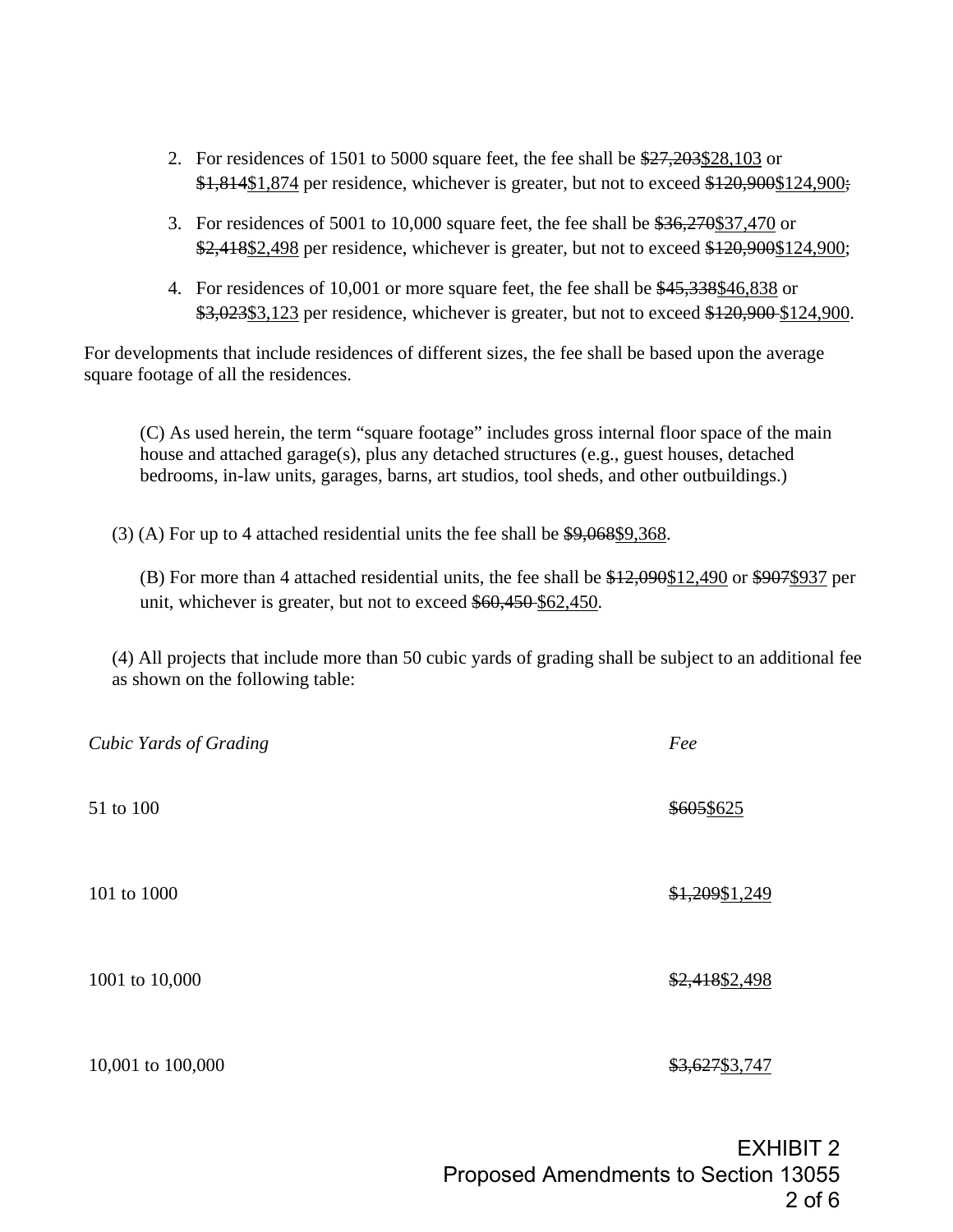2. For residences of 1501 to 5000 square feet, the fee shall be ~~$27,203~~<u>$28,103</u> or ~~$1,814~~<u>$1,874</u> per residence, whichever is greater, but not to exceed ~~$120,900~~<u>$124,900</u>~~;~~

3. For residences of 5001 to 10,000 square feet, the fee shall be ~~$36,270~~<u>$37,470</u> or ~~$2,418~~<u>$2,498</u> per residence, whichever is greater, but not to exceed ~~$120,900~~<u>$124,900</u>;

4. For residences of 10,001 or more square feet, the fee shall be ~~$45,338~~<u>$46,838</u> or ~~$3,023~~<u>$3,123</u> per residence, whichever is greater, but not to exceed ~~$120,900~~ <u>$124,900</u>.

For developments that include residences of different sizes, the fee shall be based upon the average square footage of all the residences.

(C) As used herein, the term "square footage" includes gross internal floor space of the main house and attached garage(s), plus any detached structures (e.g., guest houses, detached bedrooms, in-law units, garages, barns, art studios, tool sheds, and other outbuildings.)

(3) (A) For up to 4 attached residential units the fee shall be ~~$9,068~~<u>$9,368</u>.

(B) For more than 4 attached residential units, the fee shall be ~~$12,090~~<u>$12,490</u> or ~~$907~~<u>$937</u> per unit, whichever is greater, but not to exceed ~~$60,450~~ <u>$62,450</u>.

(4) All projects that include more than 50 cubic yards of grading shall be subject to an additional fee as shown on the following table:

| *Cubic Yards of Grading* | *Fee* |
|---|---|
| 51 to 100 | ~~$605~~<u>$625</u> |
| 101 to 1000 | ~~$1,209~~<u>$1,249</u> |
| 1001 to 10,000 | ~~$2,418~~<u>$2,498</u> |
| 10,001 to 100,000 | ~~$3,627~~<u>$3,747</u> |

EXHIBIT 2
Proposed Amendments to Section 13055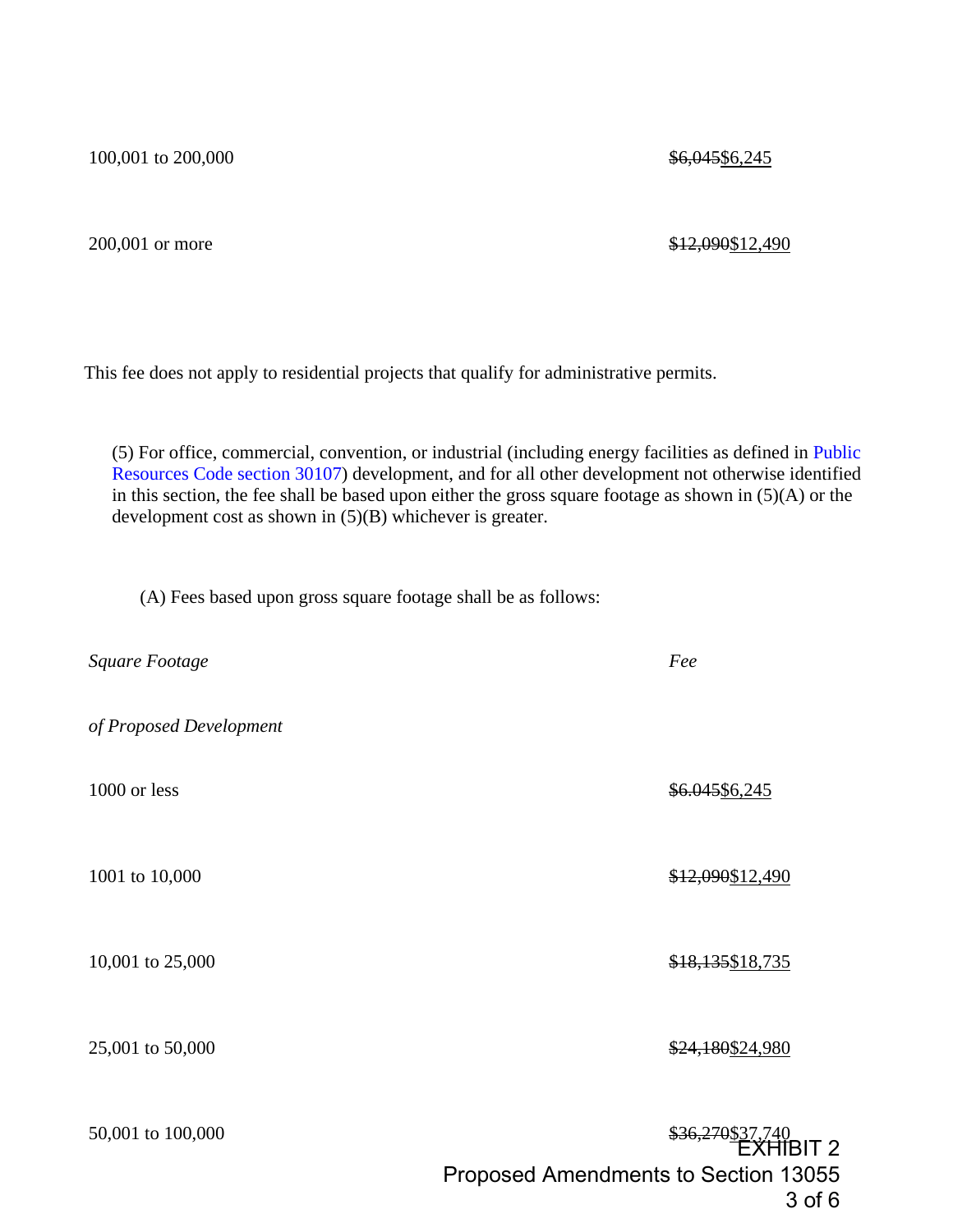| | |
|---|---|
| 100,001 to 200,000 | ~~$6,045~~$6,245 |
| 200,001 or more | ~~$12,090~~$12,490 |

This fee does not apply to residential projects that qualify for administrative permits.

(5) For office, commercial, convention, or industrial (including energy facilities as defined in Public Resources Code section 30107) development, and for all other development not otherwise identified in this section, the fee shall be based upon either the gross square footage as shown in (5)(A) or the development cost as shown in (5)(B) whichever is greater.

(A) Fees based upon gross square footage shall be as follows:

| *Square Footage of Proposed Development* | *Fee* |
|---|---|
| 1000 or less | ~~$6.045~~$6,245 |
| 1001 to 10,000 | ~~$12,090~~$12,490 |
| 10,001 to 25,000 | ~~$18,135~~$18,735 |
| 25,001 to 50,000 | ~~$24,180~~$24,980 |
| 50,001 to 100,000 | ~~$36,270~~$37,740 |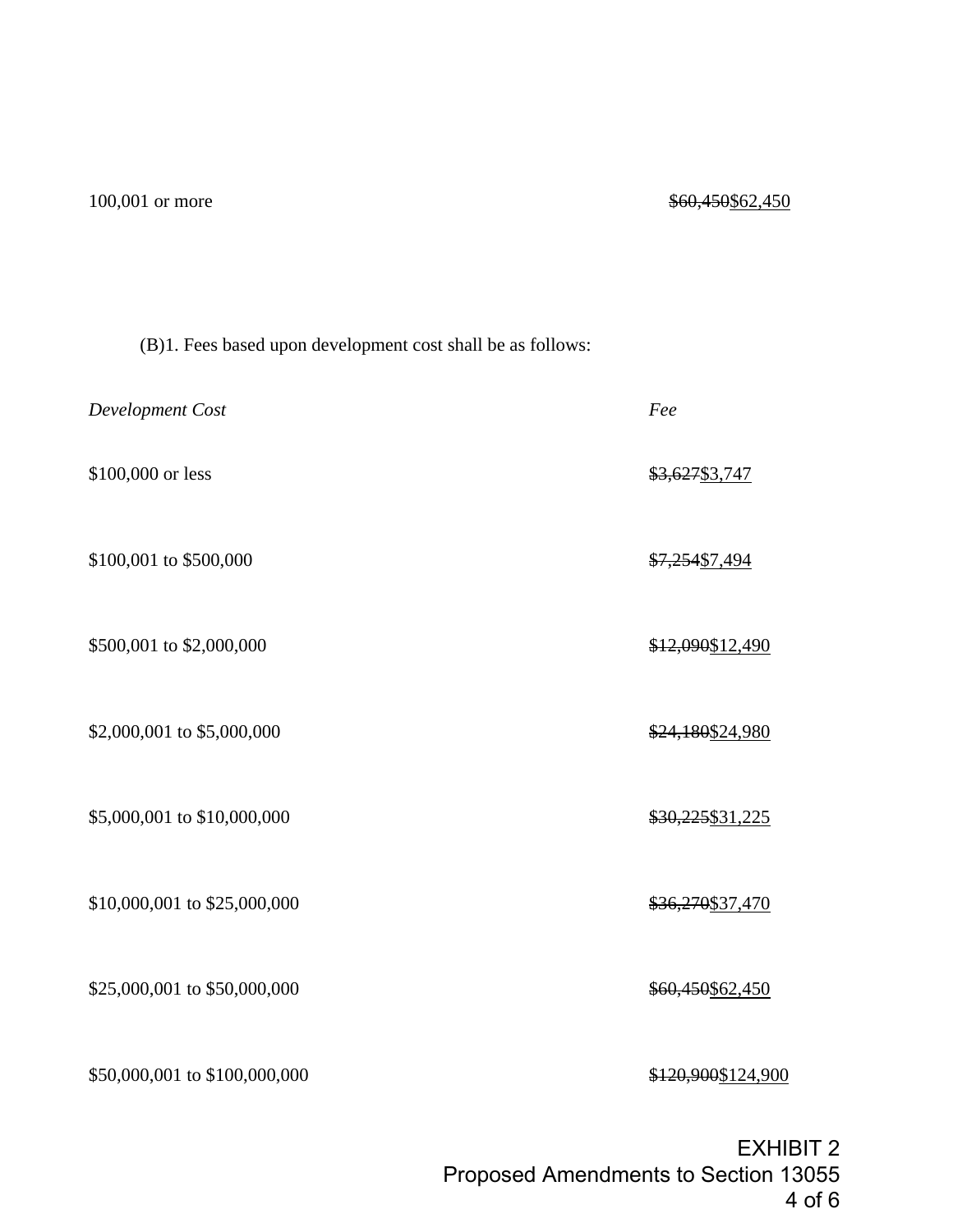| | |
|---|---|
| 100,001 or more | ~~$60,450~~$62,450 |

(B)1. Fees based upon development cost shall be as follows:

| *Development Cost* | *Fee* |
|---|---|
| $100,000 or less | ~~$3,627~~$3,747 |
| $100,001 to $500,000 | ~~$7,254~~$7,494 |
| $500,001 to $2,000,000 | ~~$12,090~~$12,490 |
| $2,000,001 to $5,000,000 | ~~$24,180~~$24,980 |
| $5,000,001 to $10,000,000 | ~~$30,225~~$31,225 |
| $10,000,001 to $25,000,000 | ~~$36,270~~$37,470 |
| $25,000,001 to $50,000,000 | ~~$60,450~~$62,450 |
| $50,000,001 to $100,000,000 | ~~$120,900~~$124,900 |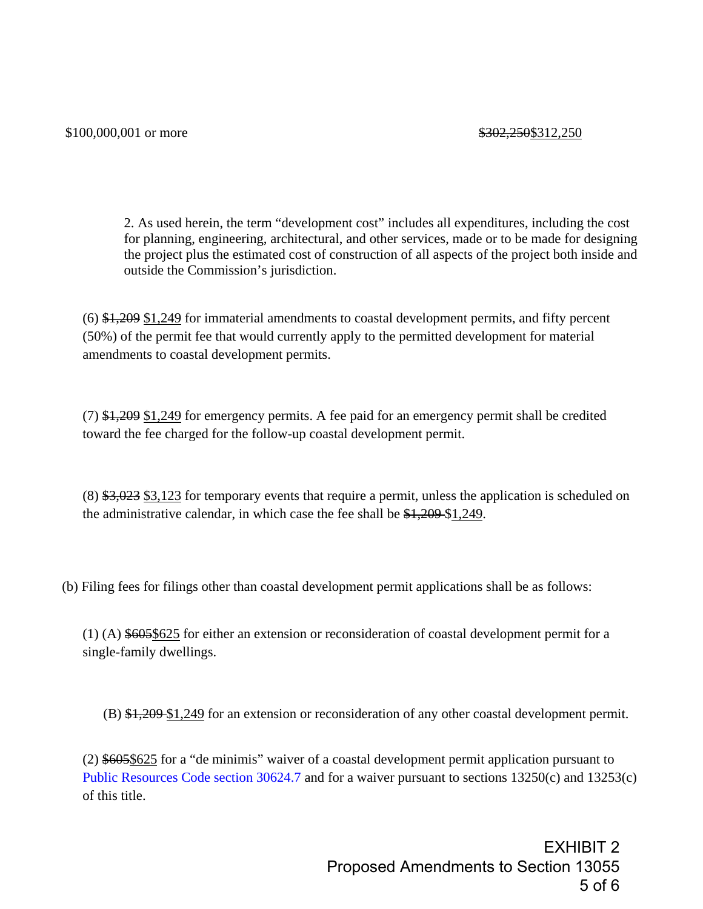| | |
|---|---|
| $100,000,001 or more | ~~$302,250~~<u>$312,250</u> |

> 2. As used herein, the term "development cost" includes all expenditures, including the cost for planning, engineering, architectural, and other services, made or to be made for designing the project plus the estimated cost of construction of all aspects of the project both inside and outside the Commission's jurisdiction.

(6) ~~$1,209~~ <u>$1,249</u> for immaterial amendments to coastal development permits, and fifty percent (50%) of the permit fee that would currently apply to the permitted development for material amendments to coastal development permits.

(7) ~~$1,209~~ <u>$1,249</u> for emergency permits. A fee paid for an emergency permit shall be credited toward the fee charged for the follow-up coastal development permit.

(8) ~~$3,023~~ <u>$3,123</u> for temporary events that require a permit, unless the application is scheduled on the administrative calendar, in which case the fee shall be ~~$1,209~~ $<u>1,249</u>.

(b) Filing fees for filings other than coastal development permit applications shall be as follows:

(1) (A) ~~$605~~<u>$625</u> for either an extension or reconsideration of coastal development permit for a single-family dwellings.

(B) ~~$1,209~~ <u>$1,249</u> for an extension or reconsideration of any other coastal development permit.

(2) ~~$605~~<u>$625</u> for a "de minimis" waiver of a coastal development permit application pursuant to Public Resources Code section 30624.7 and for a waiver pursuant to sections 13250(c) and 13253(c) of this title.

EXHIBIT 2
Proposed Amendments to Section 13055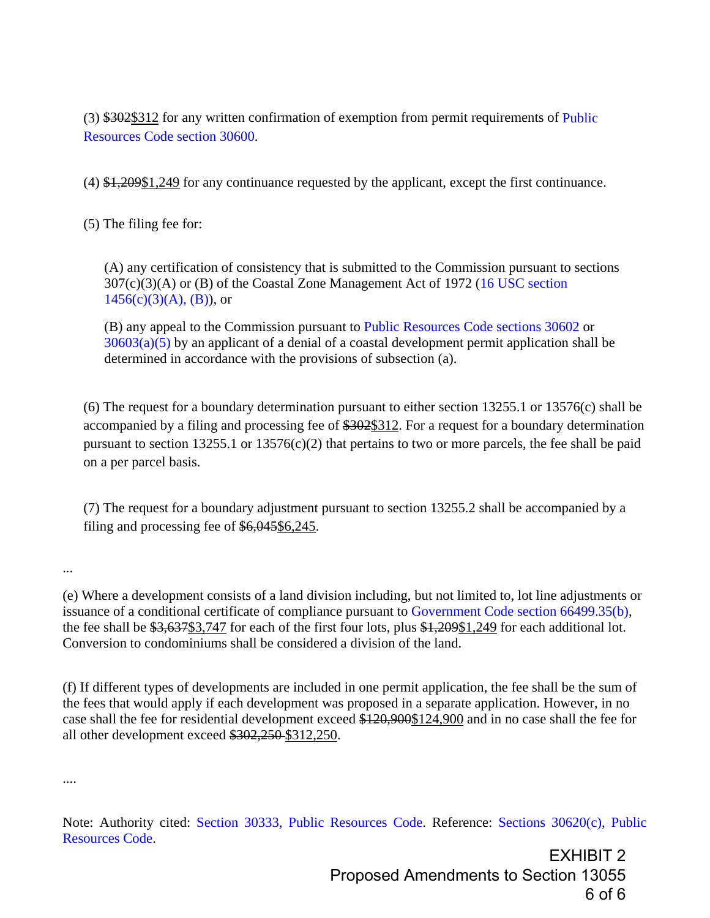(3) ~~$302~~<u>$312</u> for any written confirmation of exemption from permit requirements of Public Resources Code section 30600.

(4) ~~$1,209~~<u>$1,249</u> for any continuance requested by the applicant, except the first continuance.

(5) The filing fee for:

> (A) any certification of consistency that is submitted to the Commission pursuant to sections 307(c)(3)(A) or (B) of the Coastal Zone Management Act of 1972 (16 USC section 1456(c)(3)(A), (B)), or
>
> (B) any appeal to the Commission pursuant to Public Resources Code sections 30602 or 30603(a)(5) by an applicant of a denial of a coastal development permit application shall be determined in accordance with the provisions of subsection (a).

(6) The request for a boundary determination pursuant to either section 13255.1 or 13576(c) shall be accompanied by a filing and processing fee of ~~$302~~<u>$312</u>. For a request for a boundary determination pursuant to section 13255.1 or 13576(c)(2) that pertains to two or more parcels, the fee shall be paid on a per parcel basis.

(7) The request for a boundary adjustment pursuant to section 13255.2 shall be accompanied by a filing and processing fee of ~~$6,045~~<u>$6,245</u>.

...

(e) Where a development consists of a land division including, but not limited to, lot line adjustments or issuance of a conditional certificate of compliance pursuant to Government Code section 66499.35(b), the fee shall be ~~$3,637~~<u>$3,747</u> for each of the first four lots, plus ~~$1,209~~<u>$1,249</u> for each additional lot. Conversion to condominiums shall be considered a division of the land.

(f) If different types of developments are included in one permit application, the fee shall be the sum of the fees that would apply if each development was proposed in a separate application. However, in no case shall the fee for residential development exceed ~~$120,900~~<u>$124,900</u> and in no case shall the fee for all other development exceed ~~$302,250~~ <u>$312,250</u>.

....

Note: Authority cited: Section 30333, Public Resources Code. Reference: Sections 30620(c), Public Resources Code.

EXHIBIT 2
Proposed Amendments to Section 13055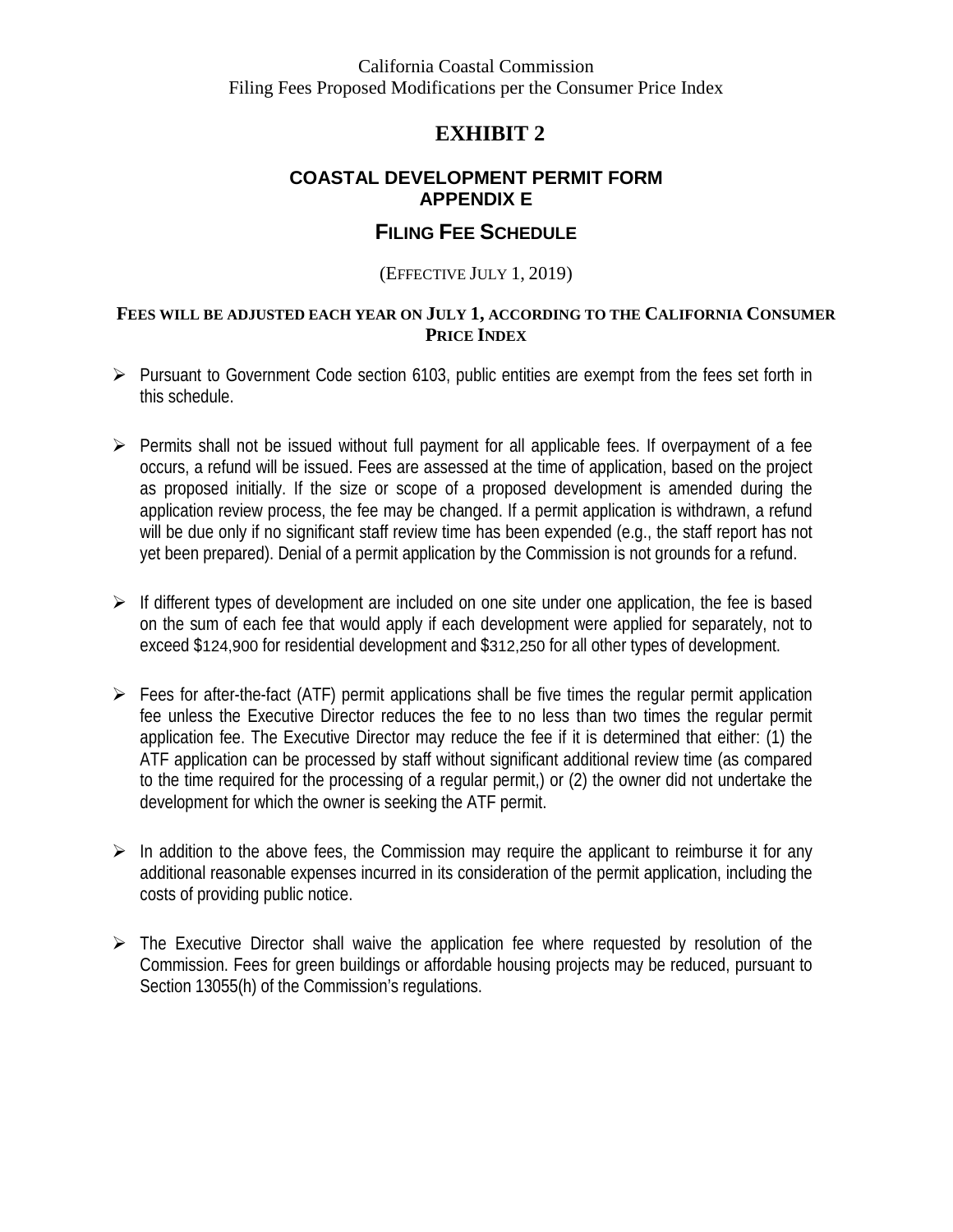California Coastal Commission
Filing Fees Proposed Modifications per the Consumer Price Index

# EXHIBIT 2

## COASTAL DEVELOPMENT PERMIT FORM APPENDIX E

## FILING FEE SCHEDULE

(EFFECTIVE JULY 1, 2019)

**FEES WILL BE ADJUSTED EACH YEAR ON JULY 1, ACCORDING TO THE CALIFORNIA CONSUMER PRICE INDEX**

- Pursuant to Government Code section 6103, public entities are exempt from the fees set forth in this schedule.

- Permits shall not be issued without full payment for all applicable fees. If overpayment of a fee occurs, a refund will be issued. Fees are assessed at the time of application, based on the project as proposed initially. If the size or scope of a proposed development is amended during the application review process, the fee may be changed. If a permit application is withdrawn, a refund will be due only if no significant staff review time has been expended (e.g., the staff report has not yet been prepared). Denial of a permit application by the Commission is not grounds for a refund.

- If different types of development are included on one site under one application, the fee is based on the sum of each fee that would apply if each development were applied for separately, not to exceed $124,900 for residential development and $312,250 for all other types of development.

- Fees for after-the-fact (ATF) permit applications shall be five times the regular permit application fee unless the Executive Director reduces the fee to no less than two times the regular permit application fee. The Executive Director may reduce the fee if it is determined that either: (1) the ATF application can be processed by staff without significant additional review time (as compared to the time required for the processing of a regular permit,) or (2) the owner did not undertake the development for which the owner is seeking the ATF permit.

- In addition to the above fees, the Commission may require the applicant to reimburse it for any additional reasonable expenses incurred in its consideration of the permit application, including the costs of providing public notice.

- The Executive Director shall waive the application fee where requested by resolution of the Commission. Fees for green buildings or affordable housing projects may be reduced, pursuant to Section 13055(h) of the Commission's regulations.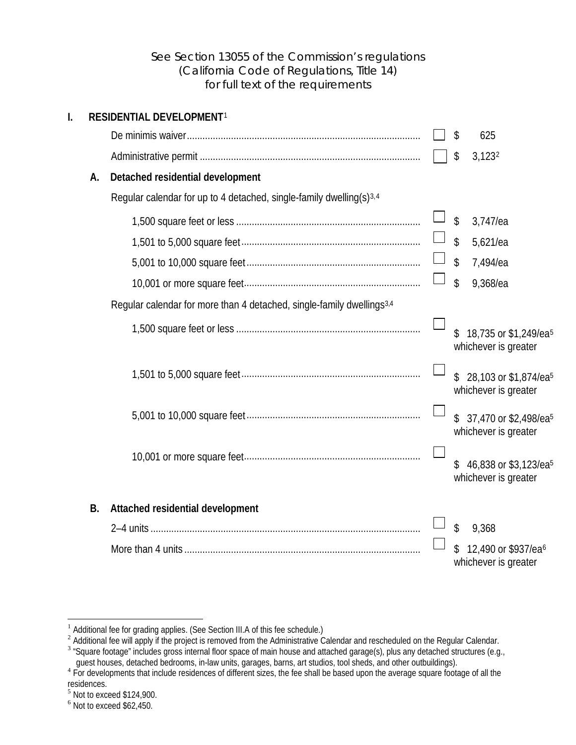See Section 13055 of the Commission's regulations
(California Code of Regulations, Title 14)
for full text of the requirements

## I. RESIDENTIAL DEVELOPMENT[1]

| | | |
|---|---|---|
| De minimis waiver | ☐ | $ 625 |
| Administrative permit | ☐ | $ 3,123[2] |

### A. Detached residential development

Regular calendar for up to 4 detached, single-family dwelling(s)[3,4]

| | | |
|---|---|---|
| 1,500 square feet or less | ☐ | $ 3,747/ea |
| 1,501 to 5,000 square feet | ☐ | $ 5,621/ea |
| 5,001 to 10,000 square feet | ☐ | $ 7,494/ea |
| 10,001 or more square feet | ☐ | $ 9,368/ea |

Regular calendar for more than 4 detached, single-family dwellings[3,4]

| | | |
|---|---|---|
| 1,500 square feet or less | ☐ | $ 18,735 or $1,249/ea[5] whichever is greater |
| 1,501 to 5,000 square feet | ☐ | $ 28,103 or $1,874/ea[5] whichever is greater |
| 5,001 to 10,000 square feet | ☐ | $ 37,470 or $2,498/ea[5] whichever is greater |
| 10,001 or more square feet | ☐ | $ 46,838 or $3,123/ea[5] whichever is greater |

### B. Attached residential development

| | | |
|---|---|---|
| 2–4 units | ☐ | $ 9,368 |
| More than 4 units | ☐ | $ 12,490 or $937/ea[6] whichever is greater |

---

[1] Additional fee for grading applies. (See Section III.A of this fee schedule.)
[2] Additional fee will apply if the project is removed from the Administrative Calendar and rescheduled on the Regular Calendar.
[3] "Square footage" includes gross internal floor space of main house and attached garage(s), plus any detached structures (e.g., guest houses, detached bedrooms, in-law units, garages, barns, art studios, tool sheds, and other outbuildings).
[4] For developments that include residences of different sizes, the fee shall be based upon the average square footage of all the residences.
[5] Not to exceed $124,900.
[6] Not to exceed $62,450.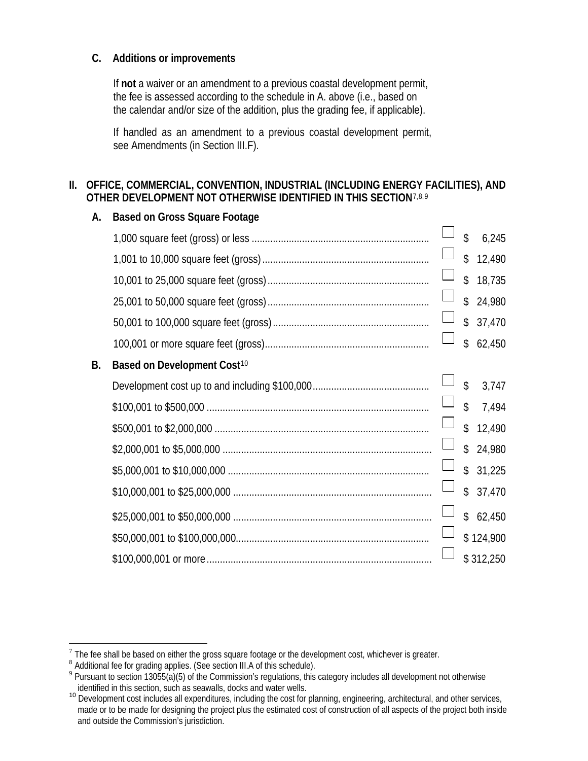### C. Additions or improvements

If **not** a waiver or an amendment to a previous coastal development permit, the fee is assessed according to the schedule in A. above (i.e., based on the calendar and/or size of the addition, plus the grading fee, if applicable).

If handled as an amendment to a previous coastal development permit, see Amendments (in Section III.F).

## II. OFFICE, COMMERCIAL, CONVENTION, INDUSTRIAL (INCLUDING ENERGY FACILITIES), AND OTHER DEVELOPMENT NOT OTHERWISE IDENTIFIED IN THIS SECTION[7,8,9]

### A. Based on Gross Square Footage

| | | |
|---|---|---|
| 1,000 square feet (gross) or less | ☐ | $ 6,245 |
| 1,001 to 10,000 square feet (gross) | ☐ | $ 12,490 |
| 10,001 to 25,000 square feet (gross) | ☐ | $ 18,735 |
| 25,001 to 50,000 square feet (gross) | ☐ | $ 24,980 |
| 50,001 to 100,000 square feet (gross) | ☐ | $ 37,470 |
| 100,001 or more square feet (gross) | ☐ | $ 62,450 |

### B. Based on Development Cost[10]

| | | |
|---|---|---|
| Development cost up to and including $100,000 | ☐ | $ 3,747 |
| $100,001 to $500,000 | ☐ | $ 7,494 |
| $500,001 to $2,000,000 | ☐ | $ 12,490 |
| $2,000,001 to $5,000,000 | ☐ | $ 24,980 |
| $5,000,001 to $10,000,000 | ☐ | $ 31,225 |
| $10,000,001 to $25,000,000 | ☐ | $ 37,470 |
| $25,000,001 to $50,000,000 | ☐ | $ 62,450 |
| $50,000,001 to $100,000,000 | ☐ | $ 124,900 |
| $100,000,001 or more | ☐ | $ 312,250 |

---

[7] The fee shall be based on either the gross square footage or the development cost, whichever is greater.

[8] Additional fee for grading applies. (See section III.A of this schedule).

[9] Pursuant to section 13055(a)(5) of the Commission's regulations, this category includes all development not otherwise identified in this section, such as seawalls, docks and water wells.

[10] Development cost includes all expenditures, including the cost for planning, engineering, architectural, and other services, made or to be made for designing the project plus the estimated cost of construction of all aspects of the project both inside and outside the Commission's jurisdiction.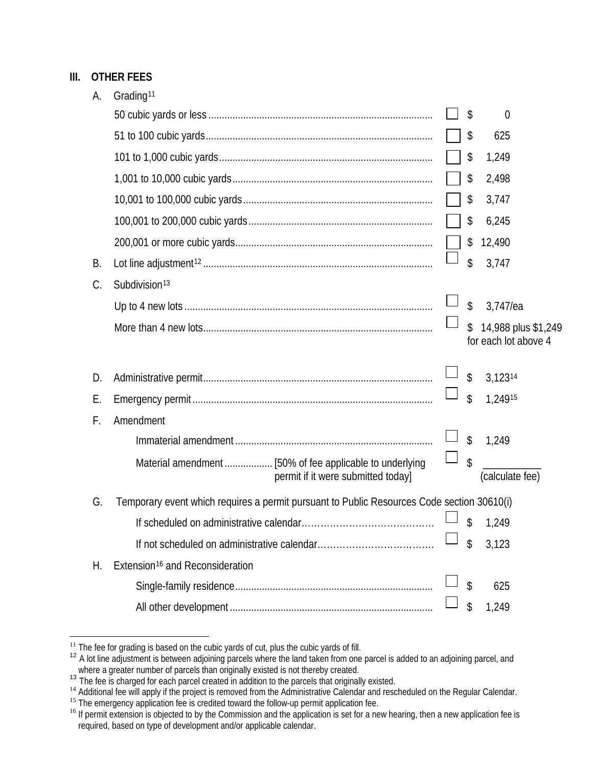## III. OTHER FEES

A. Grading[11]

| Item | | Fee |
|---|---|---|
| 50 cubic yards or less | ☐ | $ 0 |
| 51 to 100 cubic yards | ☐ | $ 625 |
| 101 to 1,000 cubic yards | ☐ | $ 1,249 |
| 1,001 to 10,000 cubic yards | ☐ | $ 2,498 |
| 10,001 to 100,000 cubic yards | ☐ | $ 3,747 |
| 100,001 to 200,000 cubic yards | ☐ | $ 6,245 |
| 200,001 or more cubic yards | ☐ | $ 12,490 |

B. Lot line adjustment[12] ☐ $ 3,747

C. Subdivision[13]

| Item | | Fee |
|---|---|---|
| Up to 4 new lots | ☐ | $ 3,747/ea |
| More than 4 new lots | ☐ | $ 14,988 plus $1,249 for each lot above 4 |

D. Administrative permit ☐ $ 3,123[14]

E. Emergency permit ☐ $ 1,249[15]

F. Amendment

| Item | | Fee |
|---|---|---|
| Immaterial amendment | ☐ | $ 1,249 |
| Material amendment [50% of fee applicable to underlying permit if it were submitted today] | ☐ | $ ___________ (calculate fee) |

G. Temporary event which requires a permit pursuant to Public Resources Code section 30610(i)

| Item | | Fee |
|---|---|---|
| If scheduled on administrative calendar | ☐ | $ 1,249 |
| If not scheduled on administrative calendar | ☐ | $ 3,123 |

H. Extension[16] and Reconsideration

| Item | | Fee |
|---|---|---|
| Single-family residence | ☐ | $ 625 |
| All other development | ☐ | $ 1,249 |

---

[11] The fee for grading is based on the cubic yards of cut, plus the cubic yards of fill.

[12] A lot line adjustment is between adjoining parcels where the land taken from one parcel is added to an adjoining parcel, and where a greater number of parcels than originally existed is not thereby created.

[13] The fee is charged for each parcel created in addition to the parcels that originally existed.

[14] Additional fee will apply if the project is removed from the Administrative Calendar and rescheduled on the Regular Calendar.

[15] The emergency application fee is credited toward the follow-up permit application fee.

[16] If permit extension is objected to by the Commission and the application is set for a new hearing, then a new application fee is required, based on type of development and/or applicable calendar.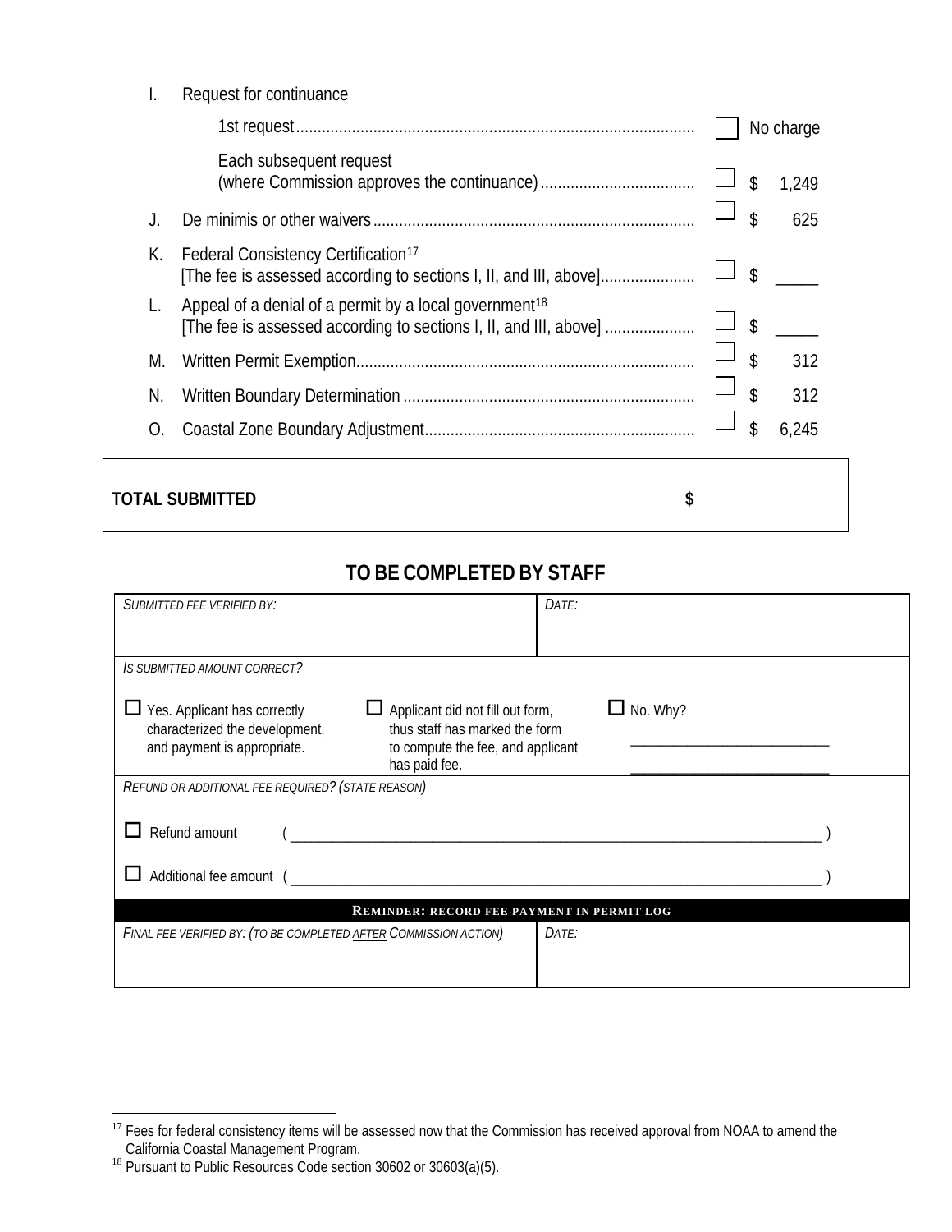| | | | |
|---|---|---|---|
| I. | Request for continuance | | |
| | 1st request | ☐ | No charge |
| | Each subsequent request (where Commission approves the continuance) | ☐ | $ 1,249 |
| J. | De minimis or other waivers | ☐ | $ 625 |
| K. | Federal Consistency Certification[17] [The fee is assessed according to sections I, II, and III, above] | ☐ | $ _____ |
| L. | Appeal of a denial of a permit by a local government[18] [The fee is assessed according to sections I, II, and III, above] | ☐ | $ _____ |
| M. | Written Permit Exemption | ☐ | $ 312 |
| N. | Written Boundary Determination | ☐ | $ 312 |
| O. | Coastal Zone Boundary Adjustment | ☐ | $ 6,245 |

**TOTAL SUBMITTED** **$**

## TO BE COMPLETED BY STAFF

| *SUBMITTED FEE VERIFIED BY:* | *DATE:* |
|---|---|
| | |

*IS SUBMITTED AMOUNT CORRECT?*

☐ Yes. Applicant has correctly characterized the development, and payment is appropriate.

☐ Applicant did not fill out form, thus staff has marked the form to compute the fee, and applicant has paid fee.

☐ No. Why? ______________________________

*REFUND OR ADDITIONAL FEE REQUIRED? (STATE REASON)*

☐ Refund amount ( ______________________________ )

☐ Additional fee amount ( ______________________________ )

**REMINDER: RECORD FEE PAYMENT IN PERMIT LOG**

| *FINAL FEE VERIFIED BY: (TO BE COMPLETED AFTER COMMISSION ACTION)* | *DATE:* |
|---|---|
| | |

---

[17] Fees for federal consistency items will be assessed now that the Commission has received approval from NOAA to amend the California Coastal Management Program.

[18] Pursuant to Public Resources Code section 30602 or 30603(a)(5).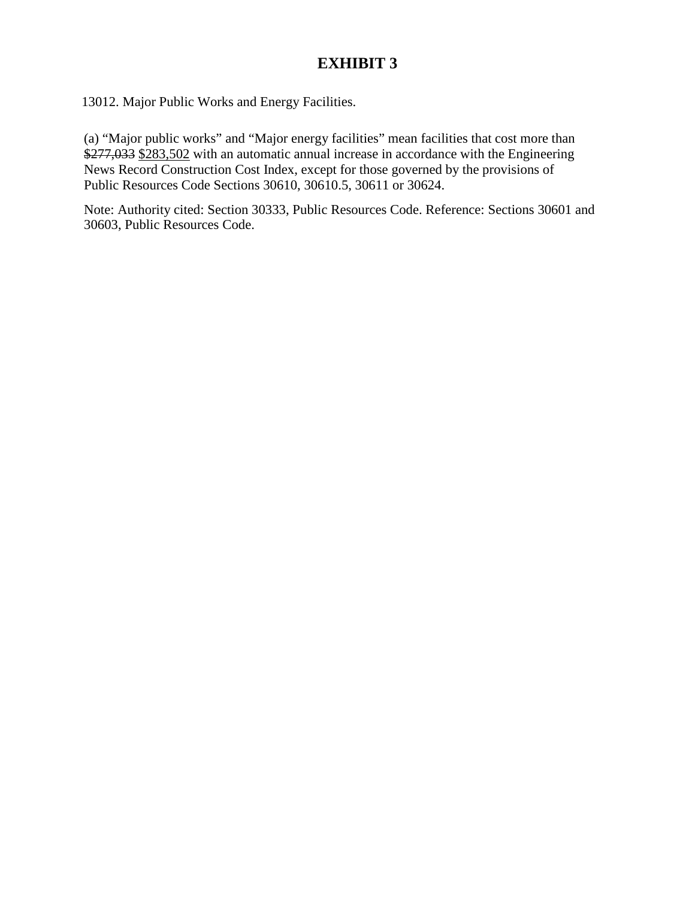# EXHIBIT 3

13012. Major Public Works and Energy Facilities.

(a) "Major public works" and "Major energy facilities" mean facilities that cost more than ~~$277,033~~ <u>$283,502</u> with an automatic annual increase in accordance with the Engineering News Record Construction Cost Index, except for those governed by the provisions of Public Resources Code Sections 30610, 30610.5, 30611 or 30624.

Note: Authority cited: Section 30333, Public Resources Code. Reference: Sections 30601 and 30603, Public Resources Code.